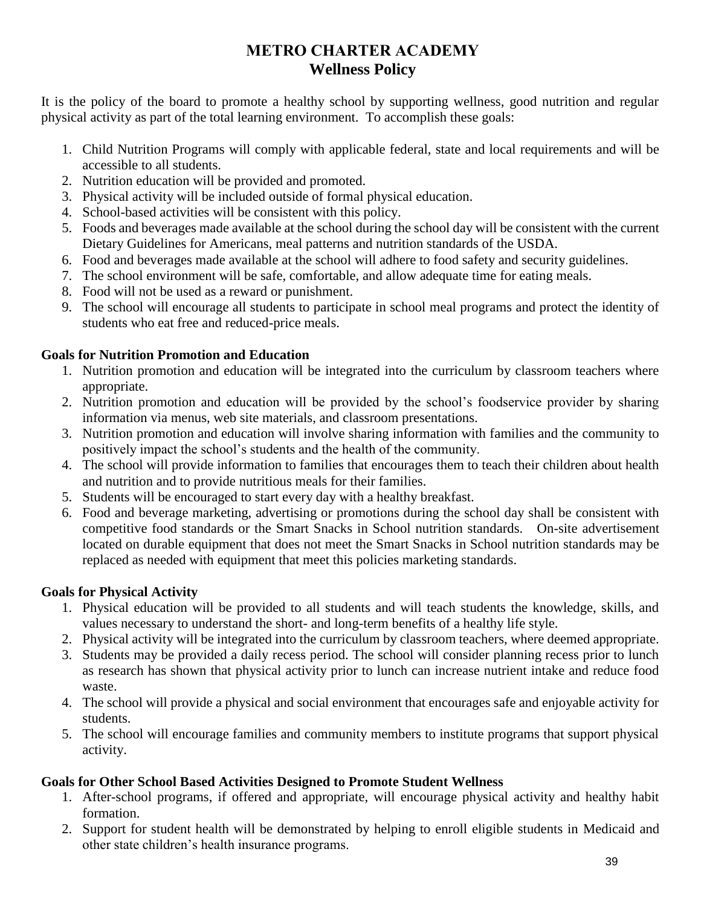# METRO CHARTER ACADEMY
## Wellness Policy

It is the policy of the board to promote a healthy school by supporting wellness, good nutrition and regular physical activity as part of the total learning environment. To accomplish these goals:

1. Child Nutrition Programs will comply with applicable federal, state and local requirements and will be accessible to all students.
2. Nutrition education will be provided and promoted.
3. Physical activity will be included outside of formal physical education.
4. School-based activities will be consistent with this policy.
5. Foods and beverages made available at the school during the school day will be consistent with the current Dietary Guidelines for Americans, meal patterns and nutrition standards of the USDA.
6. Food and beverages made available at the school will adhere to food safety and security guidelines.
7. The school environment will be safe, comfortable, and allow adequate time for eating meals.
8. Food will not be used as a reward or punishment.
9. The school will encourage all students to participate in school meal programs and protect the identity of students who eat free and reduced-price meals.

**Goals for Nutrition Promotion and Education**

1. Nutrition promotion and education will be integrated into the curriculum by classroom teachers where appropriate.
2. Nutrition promotion and education will be provided by the school's foodservice provider by sharing information via menus, web site materials, and classroom presentations.
3. Nutrition promotion and education will involve sharing information with families and the community to positively impact the school's students and the health of the community.
4. The school will provide information to families that encourages them to teach their children about health and nutrition and to provide nutritious meals for their families.
5. Students will be encouraged to start every day with a healthy breakfast.
6. Food and beverage marketing, advertising or promotions during the school day shall be consistent with competitive food standards or the Smart Snacks in School nutrition standards. On-site advertisement located on durable equipment that does not meet the Smart Snacks in School nutrition standards may be replaced as needed with equipment that meet this policies marketing standards.

**Goals for Physical Activity**

1. Physical education will be provided to all students and will teach students the knowledge, skills, and values necessary to understand the short- and long-term benefits of a healthy life style.
2. Physical activity will be integrated into the curriculum by classroom teachers, where deemed appropriate.
3. Students may be provided a daily recess period. The school will consider planning recess prior to lunch as research has shown that physical activity prior to lunch can increase nutrient intake and reduce food waste.
4. The school will provide a physical and social environment that encourages safe and enjoyable activity for students.
5. The school will encourage families and community members to institute programs that support physical activity.

**Goals for Other School Based Activities Designed to Promote Student Wellness**

1. After-school programs, if offered and appropriate, will encourage physical activity and healthy habit formation.
2. Support for student health will be demonstrated by helping to enroll eligible students in Medicaid and other state children's health insurance programs.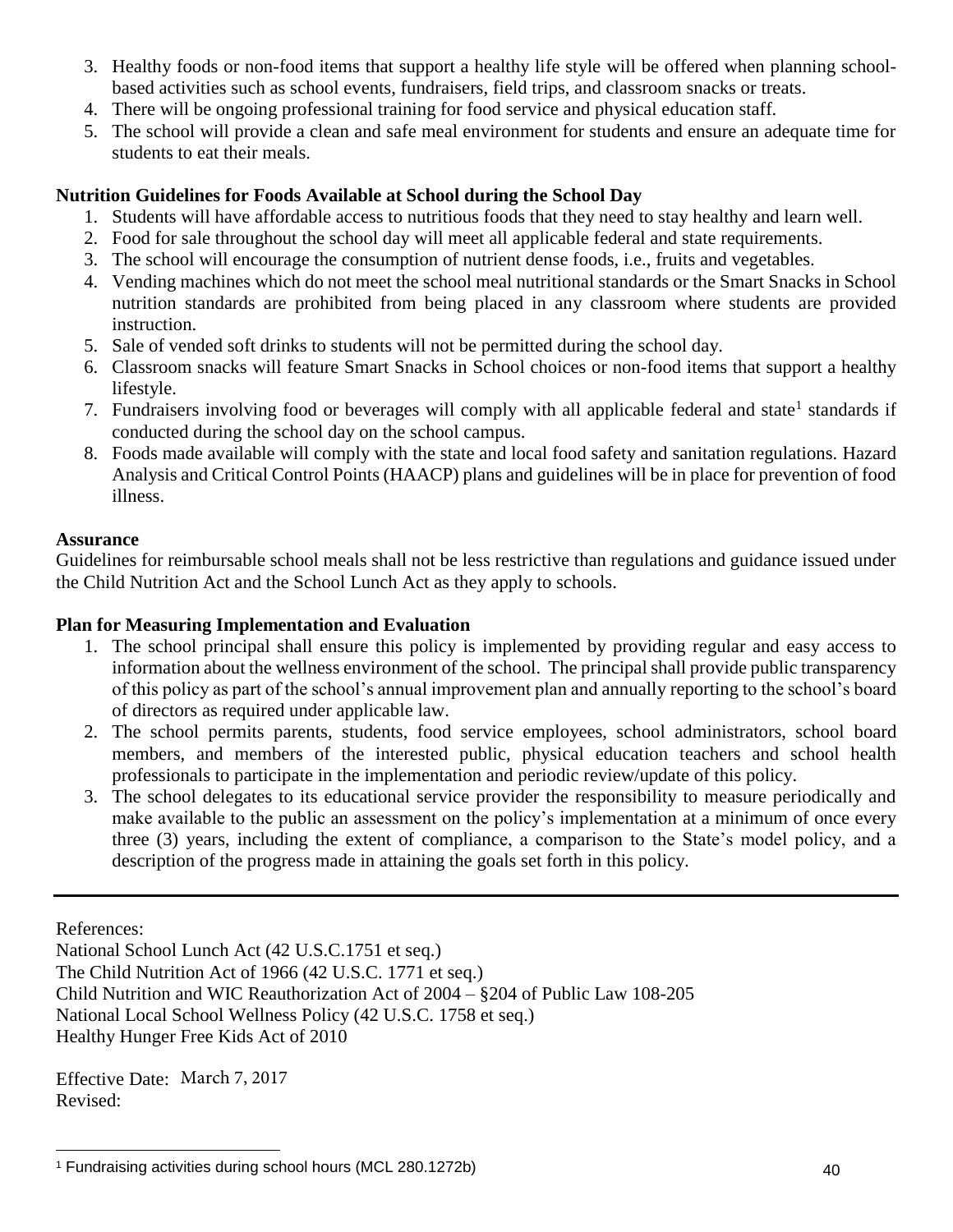3. Healthy foods or non-food items that support a healthy life style will be offered when planning school-based activities such as school events, fundraisers, field trips, and classroom snacks or treats.
4. There will be ongoing professional training for food service and physical education staff.
5. The school will provide a clean and safe meal environment for students and ensure an adequate time for students to eat their meals.

**Nutrition Guidelines for Foods Available at School during the School Day**

1. Students will have affordable access to nutritious foods that they need to stay healthy and learn well.
2. Food for sale throughout the school day will meet all applicable federal and state requirements.
3. The school will encourage the consumption of nutrient dense foods, i.e., fruits and vegetables.
4. Vending machines which do not meet the school meal nutritional standards or the Smart Snacks in School nutrition standards are prohibited from being placed in any classroom where students are provided instruction.
5. Sale of vended soft drinks to students will not be permitted during the school day.
6. Classroom snacks will feature Smart Snacks in School choices or non-food items that support a healthy lifestyle.
7. Fundraisers involving food or beverages will comply with all applicable federal and state[1] standards if conducted during the school day on the school campus.
8. Foods made available will comply with the state and local food safety and sanitation regulations. Hazard Analysis and Critical Control Points (HAACP) plans and guidelines will be in place for prevention of food illness.

**Assurance**

Guidelines for reimbursable school meals shall not be less restrictive than regulations and guidance issued under the Child Nutrition Act and the School Lunch Act as they apply to schools.

**Plan for Measuring Implementation and Evaluation**

1. The school principal shall ensure this policy is implemented by providing regular and easy access to information about the wellness environment of the school. The principal shall provide public transparency of this policy as part of the school's annual improvement plan and annually reporting to the school's board of directors as required under applicable law.
2. The school permits parents, students, food service employees, school administrators, school board members, and members of the interested public, physical education teachers and school health professionals to participate in the implementation and periodic review/update of this policy.
3. The school delegates to its educational service provider the responsibility to measure periodically and make available to the public an assessment on the policy's implementation at a minimum of once every three (3) years, including the extent of compliance, a comparison to the State's model policy, and a description of the progress made in attaining the goals set forth in this policy.

---

References:
National School Lunch Act (42 U.S.C.1751 et seq.)
The Child Nutrition Act of 1966 (42 U.S.C. 1771 et seq.)
Child Nutrition and WIC Reauthorization Act of 2004 – §204 of Public Law 108-205
National Local School Wellness Policy (42 U.S.C. 1758 et seq.)
Healthy Hunger Free Kids Act of 2010

Effective Date: March 7, 2017
Revised:

[1] Fundraising activities during school hours (MCL 280.1272b)